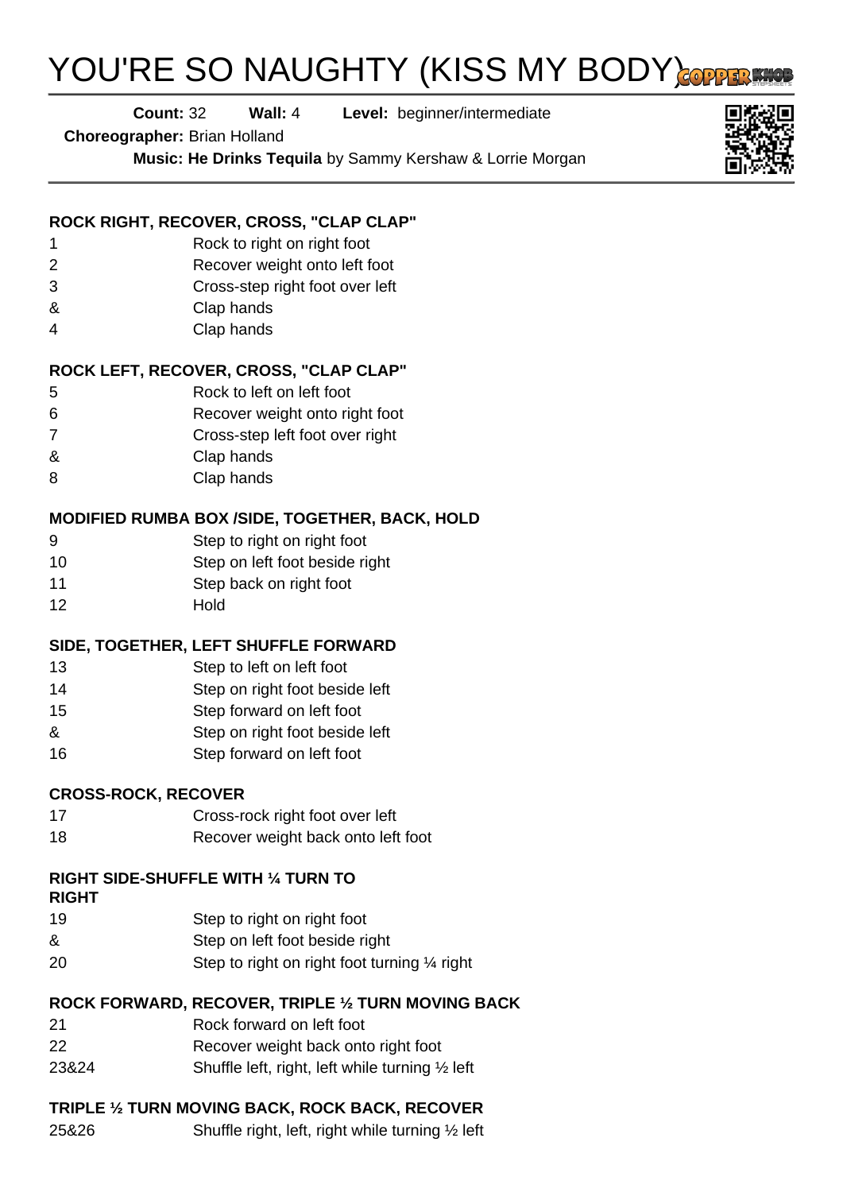# YOU'RE SO NAUGHTY (KISS MY BODY)

**Count:** 32 **Wall:** 4 **Level:** beginner/intermediate

**Choreographer:** Brian Holland

**Music: He Drinks Tequila** by Sammy Kershaw & Lorrie Morgan

---

**ROCK RIGHT, RECOVER, CROSS, "CLAP CLAP"**

| | |
|---|---|
| 1 | Rock to right on right foot |
| 2 | Recover weight onto left foot |
| 3 | Cross-step right foot over left |
| & | Clap hands |
| 4 | Clap hands |

**ROCK LEFT, RECOVER, CROSS, "CLAP CLAP"**

| | |
|---|---|
| 5 | Rock to left on left foot |
| 6 | Recover weight onto right foot |
| 7 | Cross-step left foot over right |
| & | Clap hands |
| 8 | Clap hands |

**MODIFIED RUMBA BOX /SIDE, TOGETHER, BACK, HOLD**

| | |
|---|---|
| 9 | Step to right on right foot |
| 10 | Step on left foot beside right |
| 11 | Step back on right foot |
| 12 | Hold |

**SIDE, TOGETHER, LEFT SHUFFLE FORWARD**

| | |
|---|---|
| 13 | Step to left on left foot |
| 14 | Step on right foot beside left |
| 15 | Step forward on left foot |
| & | Step on right foot beside left |
| 16 | Step forward on left foot |

**CROSS-ROCK, RECOVER**

| | |
|---|---|
| 17 | Cross-rock right foot over left |
| 18 | Recover weight back onto left foot |

**RIGHT SIDE-SHUFFLE WITH ¼ TURN TO RIGHT**

| | |
|---|---|
| 19 | Step to right on right foot |
| & | Step on left foot beside right |
| 20 | Step to right on right foot turning ¼ right |

**ROCK FORWARD, RECOVER, TRIPLE ½ TURN MOVING BACK**

| | |
|---|---|
| 21 | Rock forward on left foot |
| 22 | Recover weight back onto right foot |
| 23&24 | Shuffle left, right, left while turning ½ left |

**TRIPLE ½ TURN MOVING BACK, ROCK BACK, RECOVER**

| | |
|---|---|
| 25&26 | Shuffle right, left, right while turning ½ left |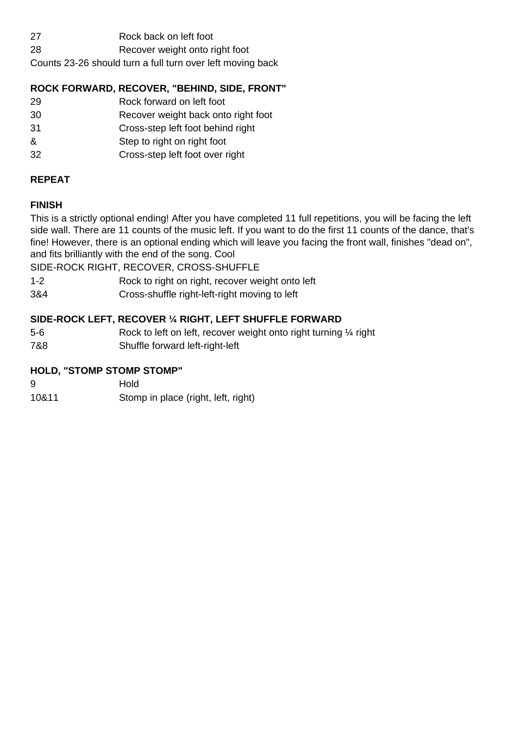| | |
|---|---|
| 27 | Rock back on left foot |
| 28 | Recover weight onto right foot |

Counts 23-26 should turn a full turn over left moving back

**ROCK FORWARD, RECOVER, "BEHIND, SIDE, FRONT"**

| | |
|---|---|
| 29 | Rock forward on left foot |
| 30 | Recover weight back onto right foot |
| 31 | Cross-step left foot behind right |
| & | Step to right on right foot |
| 32 | Cross-step left foot over right |

**REPEAT**

**FINISH**

This is a strictly optional ending! After you have completed 11 full repetitions, you will be facing the left side wall. There are 11 counts of the music left. If you want to do the first 11 counts of the dance, that's fine! However, there is an optional ending which will leave you facing the front wall, finishes "dead on", and fits brilliantly with the end of the song. Cool

SIDE-ROCK RIGHT, RECOVER, CROSS-SHUFFLE

| | |
|---|---|
| 1-2 | Rock to right on right, recover weight onto left |
| 3&4 | Cross-shuffle right-left-right moving to left |

**SIDE-ROCK LEFT, RECOVER ¼ RIGHT, LEFT SHUFFLE FORWARD**

| | |
|---|---|
| 5-6 | Rock to left on left, recover weight onto right turning ¼ right |
| 7&8 | Shuffle forward left-right-left |

**HOLD, "STOMP STOMP STOMP"**

| | |
|---|---|
| 9 | Hold |
| 10&11 | Stomp in place (right, left, right) |